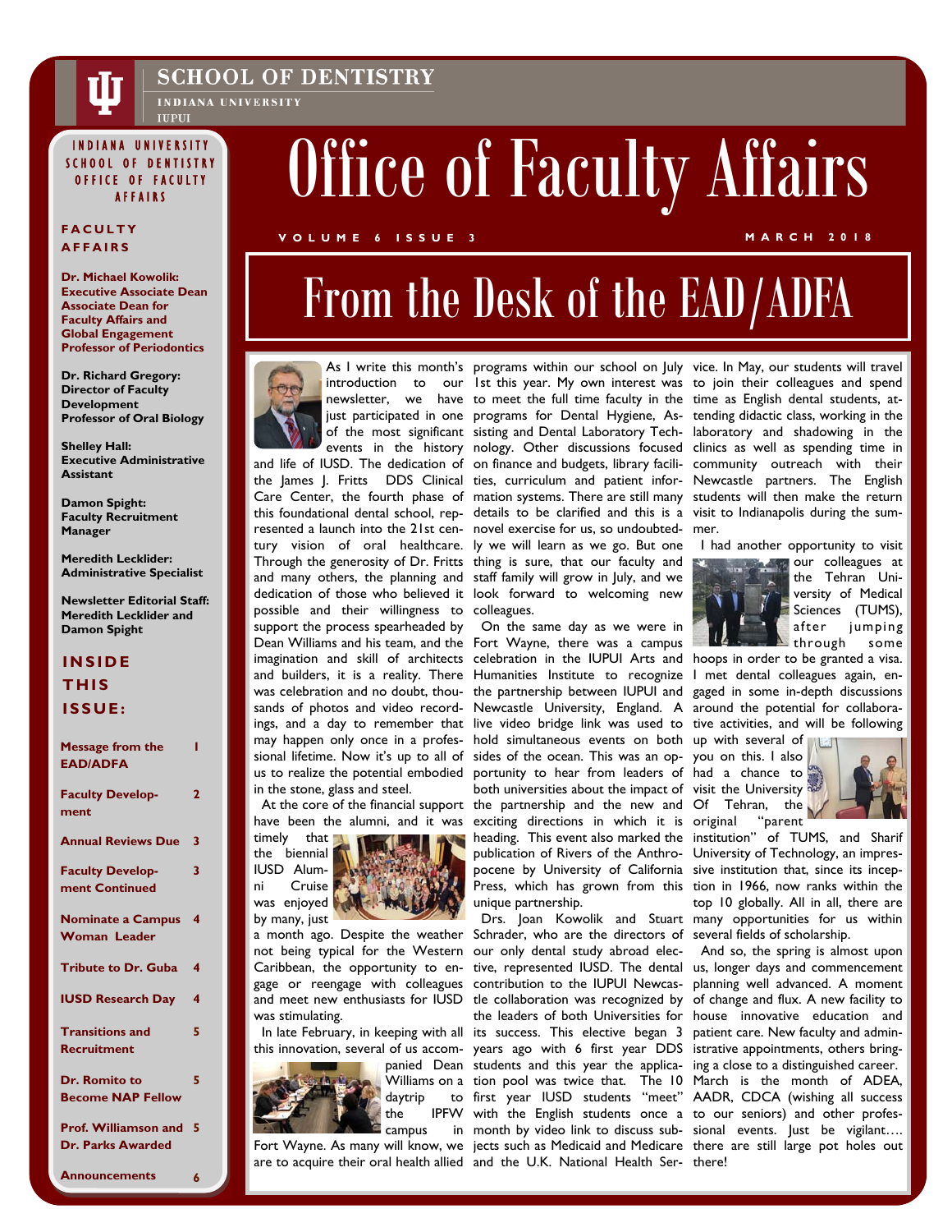**SCHOOL OF DENTISTRY**
INDIANA UNIVERSITY
IUPUI

# Office of Faculty Affairs

VOLUME 6 ISSUE 3 — MARCH 2018

INDIANA UNIVERSITY SCHOOL OF DENTISTRY OFFICE OF FACULTY AFFAIRS

**FACULTY AFFAIRS**

**Dr. Michael Kowolik: Executive Associate Dean Associate Dean for Faculty Affairs and Global Engagement Professor of Periodontics**

**Dr. Richard Gregory: Director of Faculty Development Professor of Oral Biology**

**Shelley Hall: Executive Administrative Assistant**

**Damon Spight: Faculty Recruitment Manager**

**Meredith Lecklider: Administrative Specialist**

**Newsletter Editorial Staff: Meredith Lecklider and Damon Spight**

**INSIDE THIS ISSUE:**

| | |
|---|---|
| Message from the EAD/ADFA | 1 |
| Faculty Development | 2 |
| Annual Reviews Due | 3 |
| Faculty Development Continued | 3 |
| Nominate a Campus Woman Leader | 4 |
| Tribute to Dr. Guba | 4 |
| IUSD Research Day | 4 |
| Transitions and Recruitment | 5 |
| Dr. Romito to Become NAP Fellow | 5 |
| Prof. Williamson and Dr. Parks Awarded | 5 |
| Announcements | 6 |

# From the Desk of the EAD/ADFA

As I write this month's introduction to our newsletter, we have just participated in one of the most significant events in the history and life of IUSD. The dedication of the James J. Fritts DDS Clinical Care Center, the fourth phase of this foundational dental school, represented a launch into the 21st century vision of oral healthcare. Through the generosity of Dr. Fritts and many others, the planning and dedication of those who believed it possible and their willingness to support the process spearheaded by Dean Williams and his team, and the imagination and skill of architects and builders, it is a reality. There was celebration and no doubt, thousands of photos and video recordings, and a day to remember that may happen only once in a professional lifetime. Now it's up to all of us to realize the potential embodied in the stone, glass and steel.

At the core of the financial support have been the alumni, and it was timely that the biennial IUSD Alumni Cruise was enjoyed by many, just a month ago. Despite the weather not being typical for the Western Caribbean, the opportunity to engage or reengage with colleagues and meet new enthusiasts for IUSD was stimulating.

In late February, in keeping with all this innovation, several of us accompanied Dean Williams on a daytrip to the IPFW campus in Fort Wayne. As many will know, we are to acquire their oral health allied programs within our school on July 1st this year. My own interest was to meet the full time faculty in the programs for Dental Hygiene, Assisting and Dental Laboratory Technology. Other discussions focused on finance and budgets, library facilities, curriculum and patient information systems. There are still many details to be clarified and this is a novel exercise for us, so undoubtedly we will learn as we go. But one thing is sure, that our faculty and staff family will grow in July, and we look forward to welcoming new colleagues.

On the same day as we were in Fort Wayne, there was a campus celebration in the IUPUI Arts and Humanities Institute to recognize the partnership between IUPUI and Newcastle University, England. A live video bridge link was used to hold simultaneous events on both sides of the ocean. This was an opportunity to hear from leaders of both universities about the impact of the partnership and the new and exciting directions in which it is heading. This event also marked the publication of Rivers of the Anthropocene by University of California Press, which has grown from this unique partnership.

Drs. Joan Kowolik and Stuart Schrader, who are the directors of our only dental study abroad elective, represented IUSD. The dental contribution to the IUPUI Newcastle collaboration was recognized by the leaders of both Universities for its success. This elective began 3 years ago with 6 first year DDS students and this year the application pool was twice that. The 10 first year IUSD students "meet" with the English students once a month by video link to discuss subjects such as Medicaid and Medicare and the U.K. National Health Service. In May, our students will travel to join their colleagues and spend time as English dental students, attending didactic class, working in the laboratory and shadowing in the clinics as well as spending time in community outreach with their Newcastle partners. The English students will then make the return visit to Indianapolis during the summer.

I had another opportunity to visit our colleagues at the Tehran University of Medical Sciences (TUMS), after jumping through some hoops in order to be granted a visa. I met dental colleagues again, engaged in some in-depth discussions around the potential for collaborative activities, and will be following up with several of you on this. I also had a chance to visit the University Of Tehran, the original "parent institution" of TUMS, and Sharif University of Technology, an impressive institution that, since its inception in 1966, now ranks within the top 10 globally. All in all, there are many opportunities for us within several fields of scholarship.

And so, the spring is almost upon us, longer days and commencement planning well advanced. A moment of change and flux. A new facility to house innovative education and patient care. New faculty and administrative appointments, others bringing a close to a distinguished career. March is the month of ADEA, AADR, CDCA (wishing all success to our seniors) and other professional events. Just be vigilant…. there are still large pot holes out there!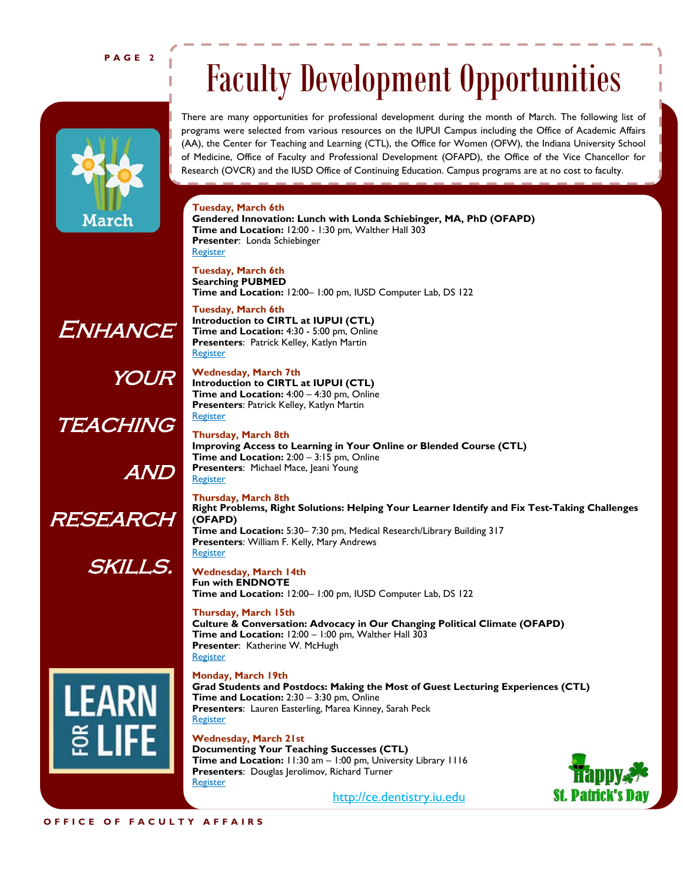# Faculty Development Opportunities

There are many opportunities for professional development during the month of March. The following list of programs were selected from various resources on the IUPUI Campus including the Office of Academic Affairs (AA), the Center for Teaching and Learning (CTL), the Office for Women (OFW), the Indiana University School of Medicine, Office of Faculty and Professional Development (OFAPD), the Office of the Vice Chancellor for Research (OVCR) and the IUSD Office of Continuing Education. Campus programs are at no cost to faculty.

*Enhance your teaching and research skills.*

**Tuesday, March 6th**
**Gendered Innovation: Lunch with Londa Schiebinger, MA, PhD (OFAPD)**
**Time and Location:** 12:00 - 1:30 pm, Walther Hall 303
**Presenter**: Londa Schiebinger
Register

**Tuesday, March 6th**
**Searching PUBMED**
**Time and Location:** 12:00– 1:00 pm, IUSD Computer Lab, DS 122

**Tuesday, March 6th**
**Introduction to CIRTL at IUPUI (CTL)**
**Time and Location:** 4:30 - 5:00 pm, Online
**Presenters**: Patrick Kelley, Katlyn Martin
Register

**Wednesday, March 7th**
**Introduction to CIRTL at IUPUI (CTL)**
**Time and Location:** 4:00 – 4:30 pm, Online
**Presenters**: Patrick Kelley, Katlyn Martin
Register

**Thursday, March 8th**
**Improving Access to Learning in Your Online or Blended Course (CTL)**
**Time and Location:** 2:00 – 3:15 pm, Online
**Presenters**: Michael Mace, Jeani Young
Register

**Thursday, March 8th**
**Right Problems, Right Solutions: Helping Your Learner Identify and Fix Test-Taking Challenges (OFAPD)**
**Time and Location:** 5:30– 7:30 pm, Medical Research/Library Building 317
**Presenters**: William F. Kelly, Mary Andrews
Register

**Wednesday, March 14th**
**Fun with ENDNOTE**
**Time and Location:** 12:00– 1:00 pm, IUSD Computer Lab, DS 122

**Thursday, March 15th**
**Culture & Conversation: Advocacy in Our Changing Political Climate (OFAPD)**
**Time and Location:** 12:00 – 1:00 pm, Walther Hall 303
**Presenter**: Katherine W. McHugh
Register

**Monday, March 19th**
**Grad Students and Postdocs: Making the Most of Guest Lecturing Experiences (CTL)**
**Time and Location:** 2:30 – 3:30 pm, Online
**Presenters**: Lauren Easterling, Marea Kinney, Sarah Peck
Register

**Wednesday, March 21st**
**Documenting Your Teaching Successes (CTL)**
**Time and Location:** 11:30 am – 1:00 pm, University Library 1116
**Presenters**: Douglas Jerolimov, Richard Turner
Register

http://ce.dentistry.iu.edu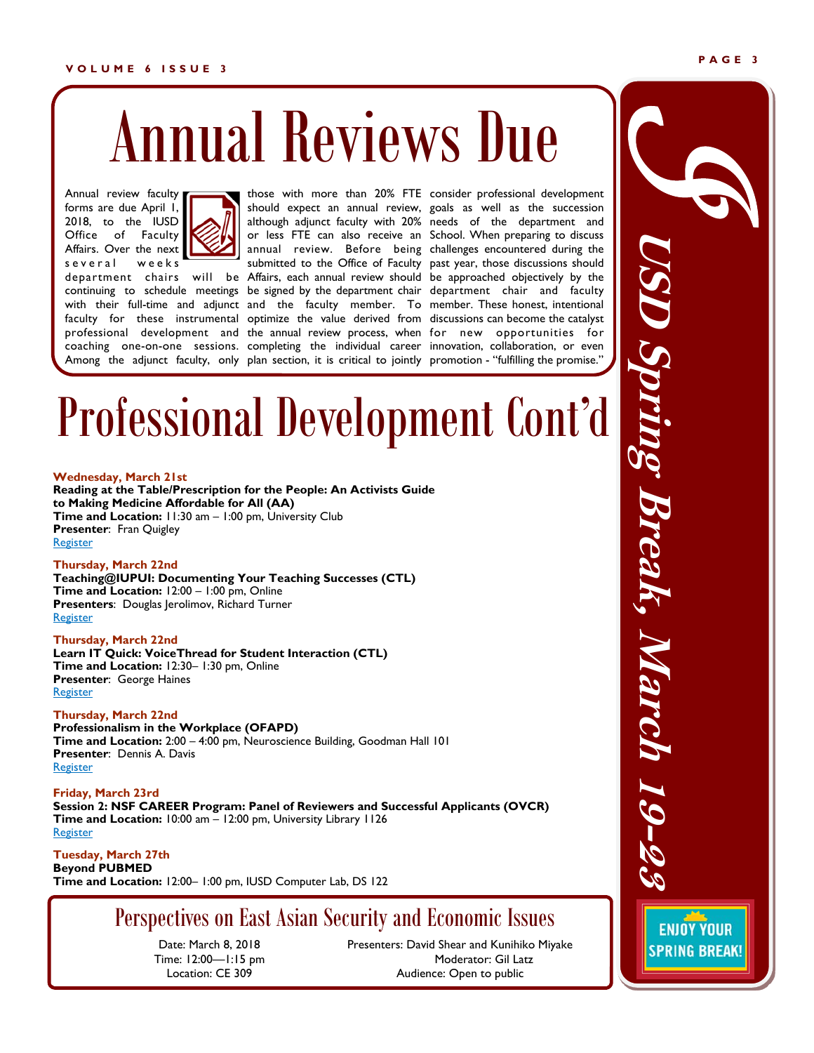# Annual Reviews Due

Annual review faculty forms are due April 1, 2018, to the IUSD Office of Faculty Affairs. Over the next several weeks department chairs will be continuing to schedule meetings with their full-time and adjunct faculty for these instrumental professional development and coaching one-on-one sessions. Among the adjunct faculty, only those with more than 20% FTE should expect an annual review, although adjunct faculty with 20% or less FTE can also receive an annual review. Before being submitted to the Office of Faculty Affairs, each annual review should be signed by the department chair and the faculty member. To optimize the value derived from the annual review process, when completing the individual career plan section, it is critical to jointly consider professional development goals as well as the succession needs of the department and School. When preparing to discuss challenges encountered during the past year, those discussions should be approached objectively by the department chair and faculty member. These honest, intentional discussions can become the catalyst for new opportunities for innovation, collaboration, or even promotion - "fulfilling the promise."

# Professional Development Cont'd

**Wednesday, March 21st**
**Reading at the Table/Prescription for the People: An Activists Guide to Making Medicine Affordable for All (AA)**
**Time and Location:** 11:30 am – 1:00 pm, University Club
**Presenter**: Fran Quigley
Register

**Thursday, March 22nd**
**Teaching@IUPUI: Documenting Your Teaching Successes (CTL)**
**Time and Location:** 12:00 – 1:00 pm, Online
**Presenters**: Douglas Jerolimov, Richard Turner
Register

**Thursday, March 22nd**
**Learn IT Quick: VoiceThread for Student Interaction (CTL)**
**Time and Location:** 12:30– 1:30 pm, Online
**Presenter**: George Haines
Register

**Thursday, March 22nd**
**Professionalism in the Workplace (OFAPD)**
**Time and Location:** 2:00 – 4:00 pm, Neuroscience Building, Goodman Hall 101
**Presenter**: Dennis A. Davis
Register

**Friday, March 23rd**
**Session 2: NSF CAREER Program: Panel of Reviewers and Successful Applicants (OVCR)**
**Time and Location:** 10:00 am – 12:00 pm, University Library 1126
Register

**Tuesday, March 27th**
**Beyond PUBMED**
**Time and Location:** 12:00– 1:00 pm, IUSD Computer Lab, DS 122

## Perspectives on East Asian Security and Economic Issues

Date: March 8, 2018
Time: 12:00—1:15 pm
Location: CE 309

Presenters: David Shear and Kunihiko Miyake
Moderator: Gil Latz
Audience: Open to public

## USD Spring Break, March 19-23

ENJOY YOUR SPRING BREAK!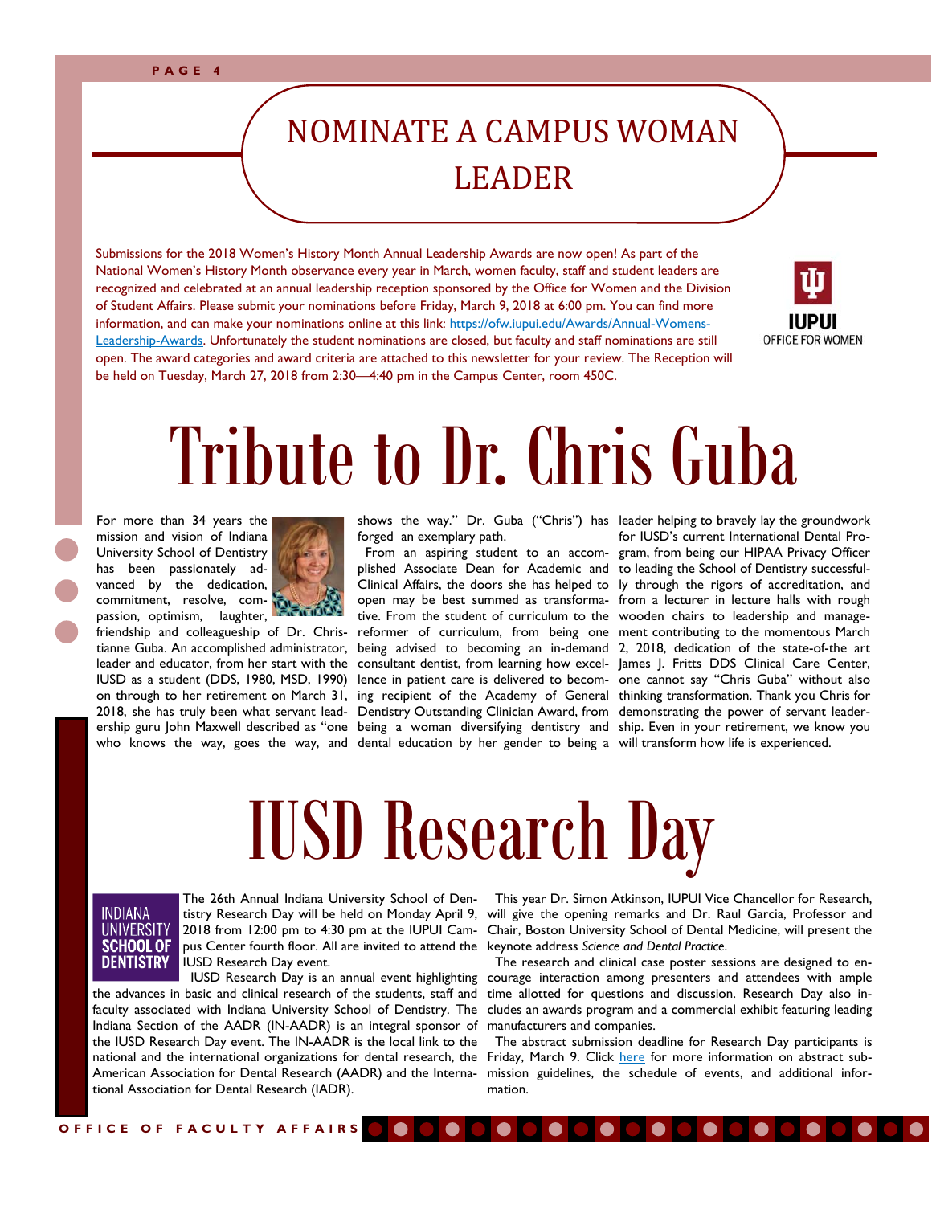# NOMINATE A CAMPUS WOMAN LEADER

Submissions for the 2018 Women's History Month Annual Leadership Awards are now open! As part of the National Women's History Month observance every year in March, women faculty, staff and student leaders are recognized and celebrated at an annual leadership reception sponsored by the Office for Women and the Division of Student Affairs. Please submit your nominations before Friday, March 9, 2018 at 6:00 pm. You can find more information, and can make your nominations online at this link: [https://ofw.iupui.edu/Awards/Annual-Womens-Leadership-Awards](https://ofw.iupui.edu/Awards/Annual-Womens-Leadership-Awards). Unfortunately the student nominations are closed, but faculty and staff nominations are still open. The award categories and award criteria are attached to this newsletter for your review. The Reception will be held on Tuesday, March 27, 2018 from 2:30—4:40 pm in the Campus Center, room 450C.

IUPUI OFFICE FOR WOMEN

# Tribute to Dr. Chris Guba

For more than 34 years the mission and vision of Indiana University School of Dentistry has been passionately advanced by the dedication, commitment, resolve, compassion, optimism, laughter, friendship and colleagueship of Dr. Christianne Guba. An accomplished administrator, leader and educator, from her start with the IUSD as a student (DDS, 1980, MSD, 1990) on through to her retirement on March 31, 2018, she has truly been what servant leadership guru John Maxwell described as "one who knows the way, goes the way, and shows the way." Dr. Guba ("Chris") has forged an exemplary path.

From an aspiring student to an accomplished Associate Dean for Academic and Clinical Affairs, the doors she has helped to open may be best summed as transformative. From the student of curriculum to the reformer of curriculum, from being one being advised to becoming an in-demand consultant dentist, from learning how excellence in patient care is delivered to becoming recipient of the Academy of General Dentistry Outstanding Clinician Award, from being a woman diversifying dentistry and dental education by her gender to being a leader helping to bravely lay the groundwork for IUSD's current International Dental Program, from being our HIPAA Privacy Officer to leading the School of Dentistry successfully through the rigors of accreditation, and from a lecturer in lecture halls with rough wooden chairs to leadership and management contributing to the momentous March 2, 2018, dedication of the state-of-the art James J. Fritts DDS Clinical Care Center, one cannot say "Chris Guba" without also thinking transformation. Thank you Chris for demonstrating the power of servant leadership. Even in your retirement, we know you will transform how life is experienced.

# IUSD Research Day

INDIANA UNIVERSITY SCHOOL OF DENTISTRY

The 26th Annual Indiana University School of Dentistry Research Day will be held on Monday April 9, 2018 from 12:00 pm to 4:30 pm at the IUPUI Campus Center fourth floor. All are invited to attend the IUSD Research Day event.

IUSD Research Day is an annual event highlighting the advances in basic and clinical research of the students, staff and faculty associated with Indiana University School of Dentistry. The Indiana Section of the AADR (IN-AADR) is an integral sponsor of the IUSD Research Day event. The IN-AADR is the local link to the national and the international organizations for dental research, the American Association for Dental Research (AADR) and the International Association for Dental Research (IADR).

This year Dr. Simon Atkinson, IUPUI Vice Chancellor for Research, will give the opening remarks and Dr. Raul Garcia, Professor and Chair, Boston University School of Dental Medicine, will present the keynote address *Science and Dental Practice*.

The research and clinical case poster sessions are designed to encourage interaction among presenters and attendees with ample time allotted for questions and discussion. Research Day also includes an awards program and a commercial exhibit featuring leading manufacturers and companies.

The abstract submission deadline for Research Day participants is Friday, March 9. Click here for more information on abstract submission guidelines, the schedule of events, and additional information.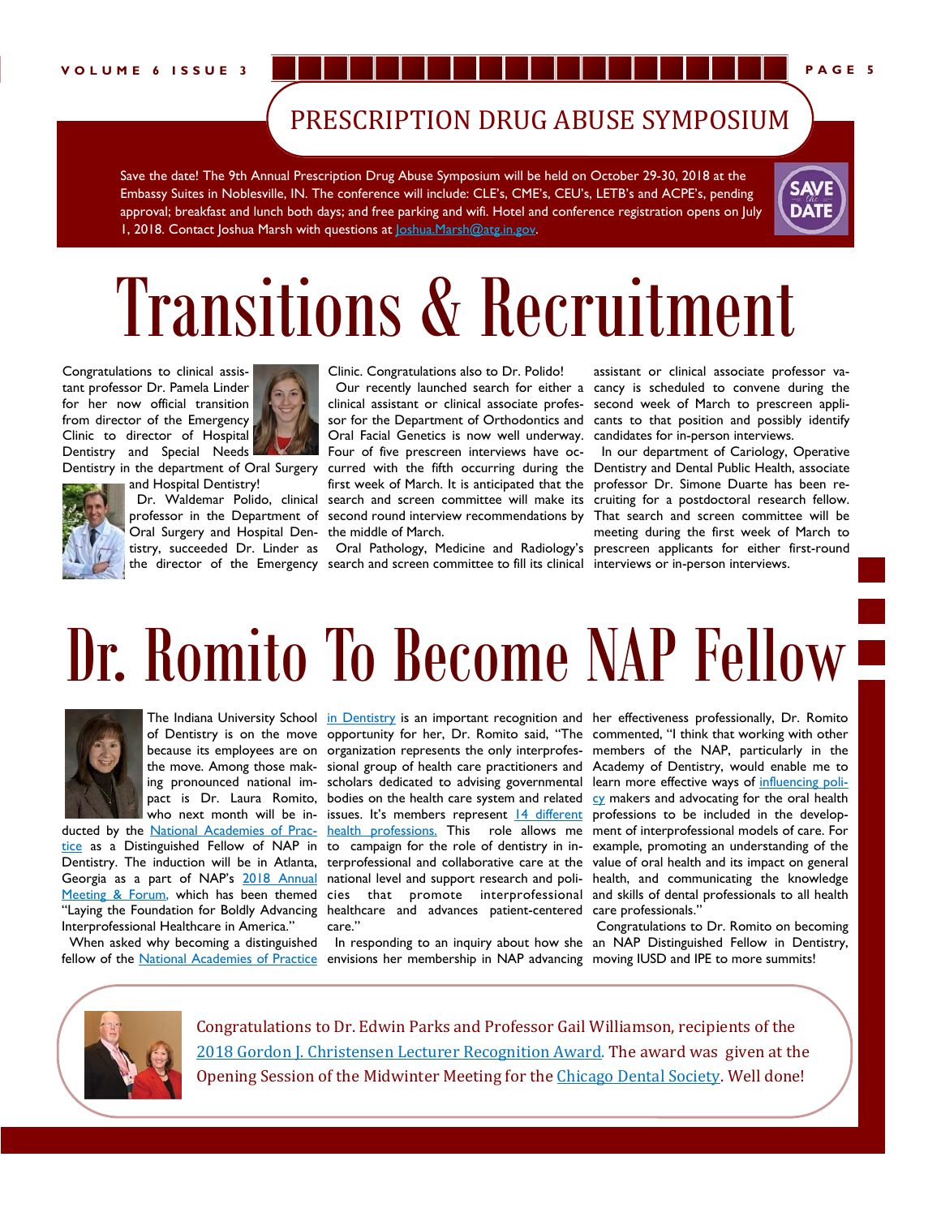## PRESCRIPTION DRUG ABUSE SYMPOSIUM

Save the date! The 9th Annual Prescription Drug Abuse Symposium will be held on October 29-30, 2018 at the Embassy Suites in Noblesville, IN. The conference will include: CLE's, CME's, CEU's, LETB's and ACPE's, pending approval; breakfast and lunch both days; and free parking and wifi. Hotel and conference registration opens on July 1, 2018. Contact Joshua Marsh with questions at Joshua.Marsh@atg.in.gov.

SAVE the DATE

# Transitions & Recruitment

Congratulations to clinical assistant professor Dr. Pamela Linder for her now official transition from director of the Emergency Clinic to director of Hospital Dentistry and Special Needs Dentistry in the department of Oral Surgery and Hospital Dentistry!

Dr. Waldemar Polido, clinical professor in the Department of Oral Surgery and Hospital Dentistry, succeeded Dr. Linder as the director of the Emergency Clinic. Congratulations also to Dr. Polido!

Our recently launched search for either a clinical assistant or clinical associate professor for the Department of Orthodontics and Oral Facial Genetics is now well underway. Four of five prescreen interviews have occurred with the fifth occurring during the first week of March. It is anticipated that the search and screen committee will make its second round interview recommendations by the middle of March.

Oral Pathology, Medicine and Radiology's search and screen committee to fill its clinical assistant or clinical associate professor vacancy is scheduled to convene during the second week of March to prescreen applicants to that position and possibly identify candidates for in-person interviews.

In our department of Cariology, Operative Dentistry and Dental Public Health, associate professor Dr. Simone Duarte has been recruiting for a postdoctoral research fellow. That search and screen committee will be meeting during the first week of March to prescreen applicants for either first-round interviews or in-person interviews.

# Dr. Romito To Become NAP Fellow

The Indiana University School of Dentistry is on the move because its employees are on the move. Among those making pronounced national impact is Dr. Laura Romito, who next month will be inducted by the National Academies of Practice as a Distinguished Fellow of NAP in Dentistry. The induction will be in Atlanta, Georgia as a part of NAP's 2018 Annual Meeting & Forum, which has been themed "Laying the Foundation for Boldly Advancing Interprofessional Healthcare in America."

When asked why becoming a distinguished fellow of the National Academies of Practice in Dentistry is an important recognition and opportunity for her, Dr. Romito said, "The organization represents the only interprofessional group of health care practitioners and scholars dedicated to advising governmental bodies on the health care system and related issues. It's members represent 14 different health professions. This role allows me to campaign for the role of dentistry in interprofessional and collaborative care at the national level and support research and policies that promote interprofessional healthcare and advances patient-centered care."

In responding to an inquiry about how she envisions her membership in NAP advancing her effectiveness professionally, Dr. Romito commented, "I think that working with other members of the NAP, particularly in the Academy of Dentistry, would enable me to learn more effective ways of influencing policy makers and advocating for the oral health professions to be included in the development of interprofessional models of care. For example, promoting an understanding of the value of oral health and its impact on general health, and communicating the knowledge and skills of dental professionals to all health care professionals."

Congratulations to Dr. Romito on becoming an NAP Distinguished Fellow in Dentistry, moving IUSD and IPE to more summits!

Congratulations to Dr. Edwin Parks and Professor Gail Williamson, recipients of the 2018 Gordon J. Christensen Lecturer Recognition Award. The award was given at the Opening Session of the Midwinter Meeting for the Chicago Dental Society. Well done!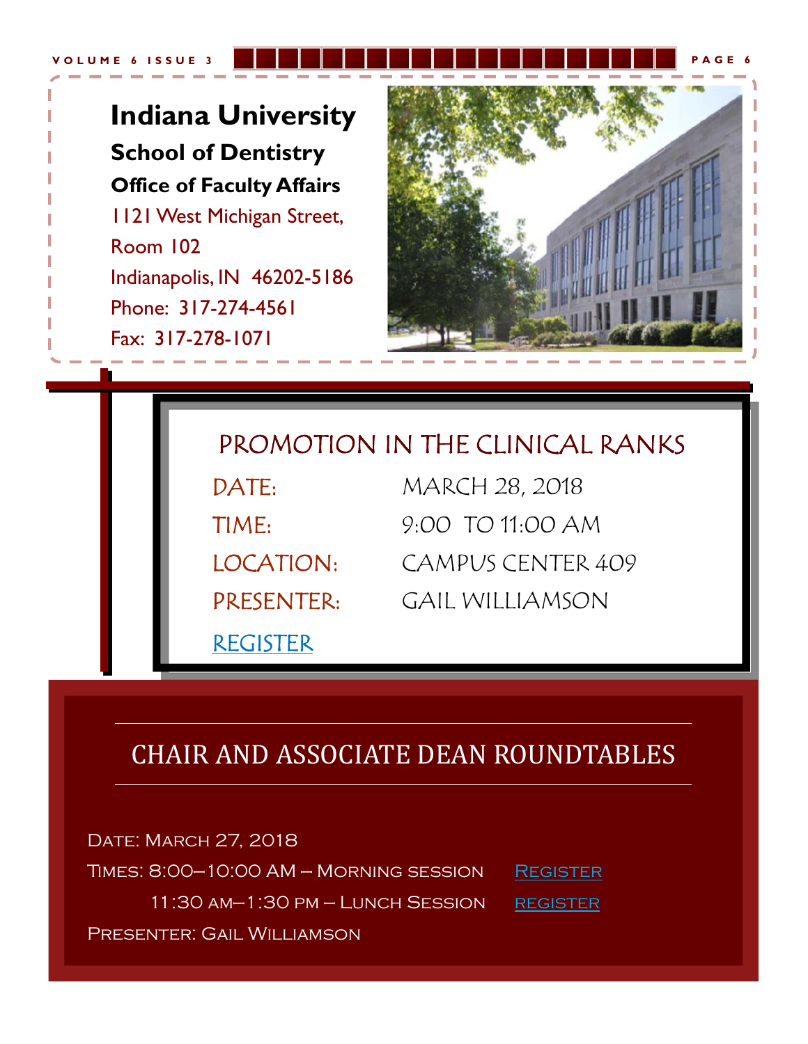**Indiana University**

**School of Dentistry**

**Office of Faculty Affairs**

1121 West Michigan Street,

Room 102

Indianapolis, IN 46202-5186

Phone: 317-274-4561

Fax: 317-278-1071

## PROMOTION IN THE CLINICAL RANKS

DATE: MARCH 28, 2018

TIME: 9:00 TO 11:00 AM

LOCATION: CAMPUS CENTER 409

PRESENTER: GAIL WILLIAMSON

REGISTER

## CHAIR AND ASSOCIATE DEAN ROUNDTABLES

Date: March 27, 2018

Times: 8:00–10:00 AM – Morning session Register

11:30 am–1:30 pm – Lunch Session register

Presenter: Gail Williamson